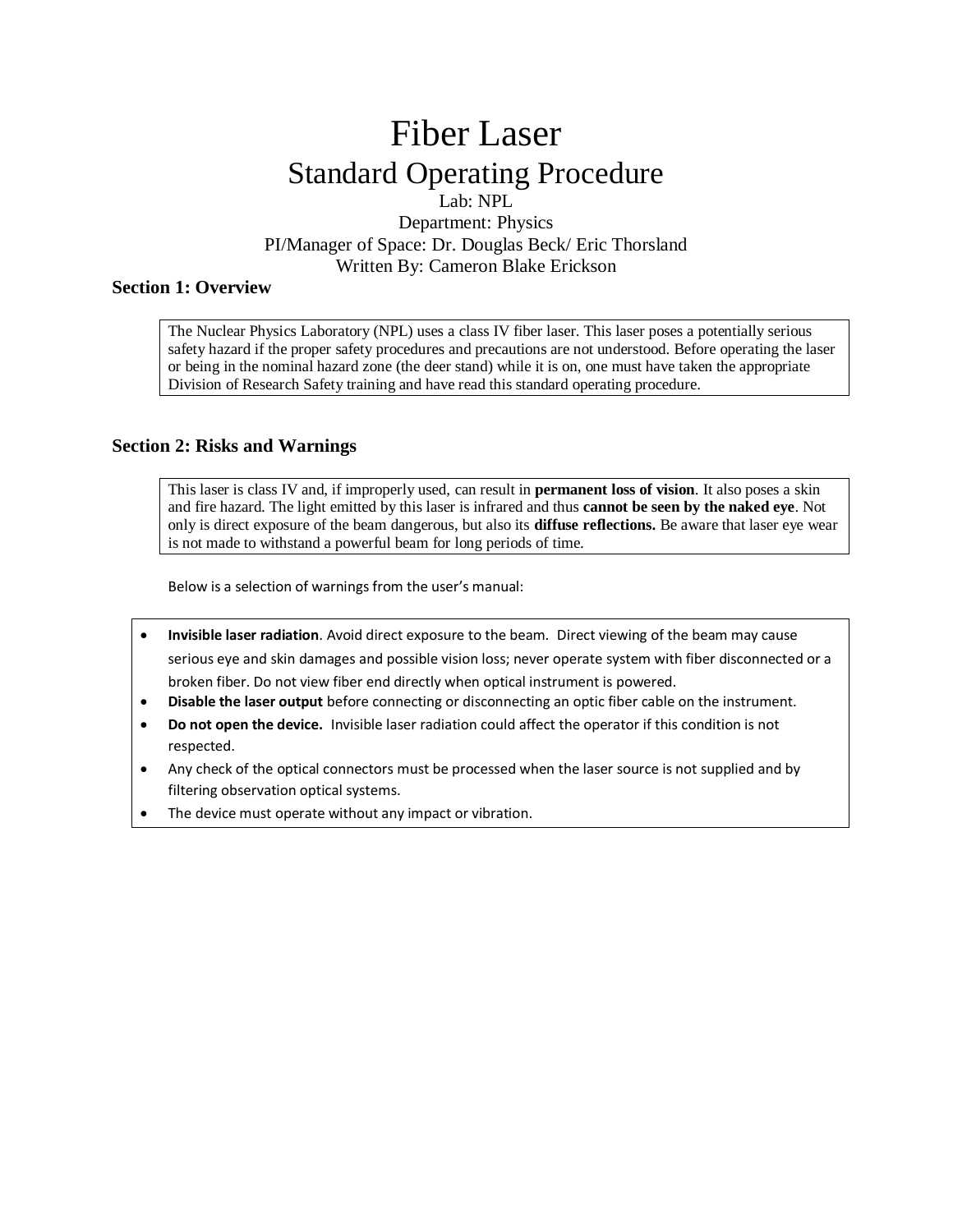# Fiber Laser

## Standard Operating Procedure

Lab: NPL

Department: Physics

PI/Manager of Space: Dr. Douglas Beck/ Eric Thorsland

Written By: Cameron Blake Erickson

### Section 1: Overview

The Nuclear Physics Laboratory (NPL) uses a class IV fiber laser. This laser poses a potentially serious safety hazard if the proper safety procedures and precautions are not understood. Before operating the laser or being in the nominal hazard zone (the deer stand) while it is on, one must have taken the appropriate Division of Research Safety training and have read this standard operating procedure.

### Section 2: Risks and Warnings

This laser is class IV and, if improperly used, can result in **permanent loss of vision**. It also poses a skin and fire hazard. The light emitted by this laser is infrared and thus **cannot be seen by the naked eye**. Not only is direct exposure of the beam dangerous, but also its **diffuse reflections.** Be aware that laser eye wear is not made to withstand a powerful beam for long periods of time.

Below is a selection of warnings from the user's manual:

- **Invisible laser radiation**. Avoid direct exposure to the beam. Direct viewing of the beam may cause serious eye and skin damages and possible vision loss; never operate system with fiber disconnected or a broken fiber. Do not view fiber end directly when optical instrument is powered.
- **Disable the laser output** before connecting or disconnecting an optic fiber cable on the instrument.
- **Do not open the device.** Invisible laser radiation could affect the operator if this condition is not respected.
- Any check of the optical connectors must be processed when the laser source is not supplied and by filtering observation optical systems.
- The device must operate without any impact or vibration.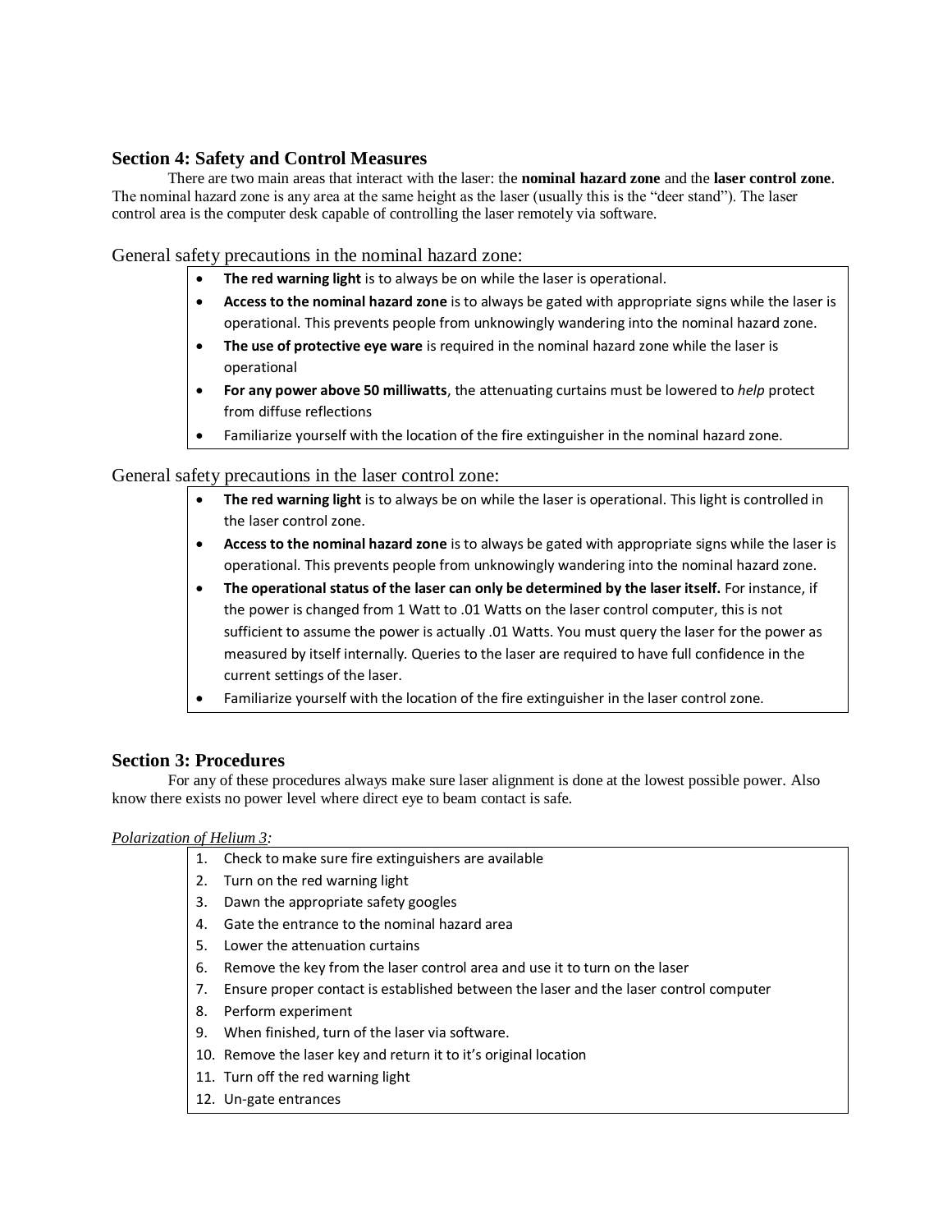## Section 4: Safety and Control Measures

There are two main areas that interact with the laser: the **nominal hazard zone** and the **laser control zone**. The nominal hazard zone is any area at the same height as the laser (usually this is the "deer stand"). The laser control area is the computer desk capable of controlling the laser remotely via software.

General safety precautions in the nominal hazard zone:

- **The red warning light** is to always be on while the laser is operational.
- **Access to the nominal hazard zone** is to always be gated with appropriate signs while the laser is operational. This prevents people from unknowingly wandering into the nominal hazard zone.
- **The use of protective eye ware** is required in the nominal hazard zone while the laser is operational
- **For any power above 50 milliwatts**, the attenuating curtains must be lowered to *help* protect from diffuse reflections
- Familiarize yourself with the location of the fire extinguisher in the nominal hazard zone.

General safety precautions in the laser control zone:

- **The red warning light** is to always be on while the laser is operational. This light is controlled in the laser control zone.
- **Access to the nominal hazard zone** is to always be gated with appropriate signs while the laser is operational. This prevents people from unknowingly wandering into the nominal hazard zone.
- **The operational status of the laser can only be determined by the laser itself.** For instance, if the power is changed from 1 Watt to .01 Watts on the laser control computer, this is not sufficient to assume the power is actually .01 Watts. You must query the laser for the power as measured by itself internally. Queries to the laser are required to have full confidence in the current settings of the laser.
- Familiarize yourself with the location of the fire extinguisher in the laser control zone.

## Section 3: Procedures

For any of these procedures always make sure laser alignment is done at the lowest possible power. Also know there exists no power level where direct eye to beam contact is safe.

*Polarization of Helium 3:*

1. Check to make sure fire extinguishers are available
2. Turn on the red warning light
3. Dawn the appropriate safety googles
4. Gate the entrance to the nominal hazard area
5. Lower the attenuation curtains
6. Remove the key from the laser control area and use it to turn on the laser
7. Ensure proper contact is established between the laser and the laser control computer
8. Perform experiment
9. When finished, turn of the laser via software.
10. Remove the laser key and return it to it's original location
11. Turn off the red warning light
12. Un-gate entrances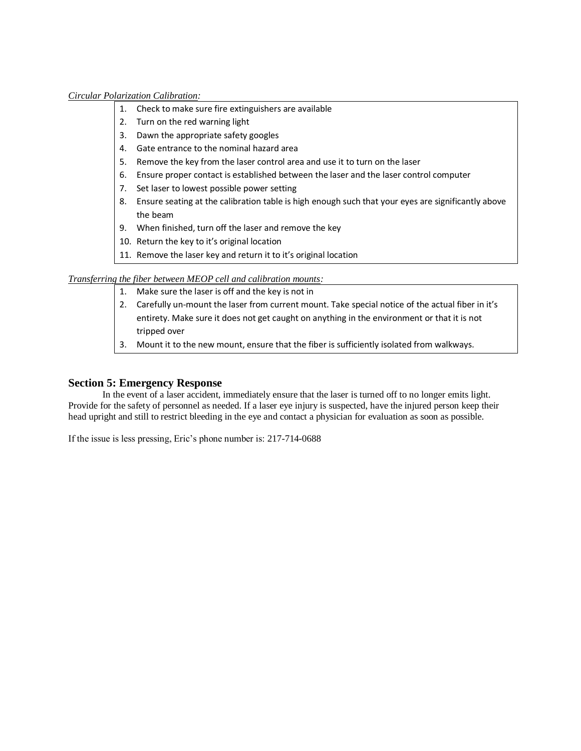*Circular Polarization Calibration:*

1. Check to make sure fire extinguishers are available
2. Turn on the red warning light
3. Dawn the appropriate safety googles
4. Gate entrance to the nominal hazard area
5. Remove the key from the laser control area and use it to turn on the laser
6. Ensure proper contact is established between the laser and the laser control computer
7. Set laser to lowest possible power setting
8. Ensure seating at the calibration table is high enough such that your eyes are significantly above the beam
9. When finished, turn off the laser and remove the key
10. Return the key to it's original location
11. Remove the laser key and return it to it's original location

*Transferring the fiber between MEOP cell and calibration mounts:*

1. Make sure the laser is off and the key is not in
2. Carefully un-mount the laser from current mount. Take special notice of the actual fiber in it's entirety. Make sure it does not get caught on anything in the environment or that it is not tripped over
3. Mount it to the new mount, ensure that the fiber is sufficiently isolated from walkways.

## Section 5: Emergency Response

In the event of a laser accident, immediately ensure that the laser is turned off to no longer emits light. Provide for the safety of personnel as needed. If a laser eye injury is suspected, have the injured person keep their head upright and still to restrict bleeding in the eye and contact a physician for evaluation as soon as possible.

If the issue is less pressing, Eric's phone number is: 217-714-0688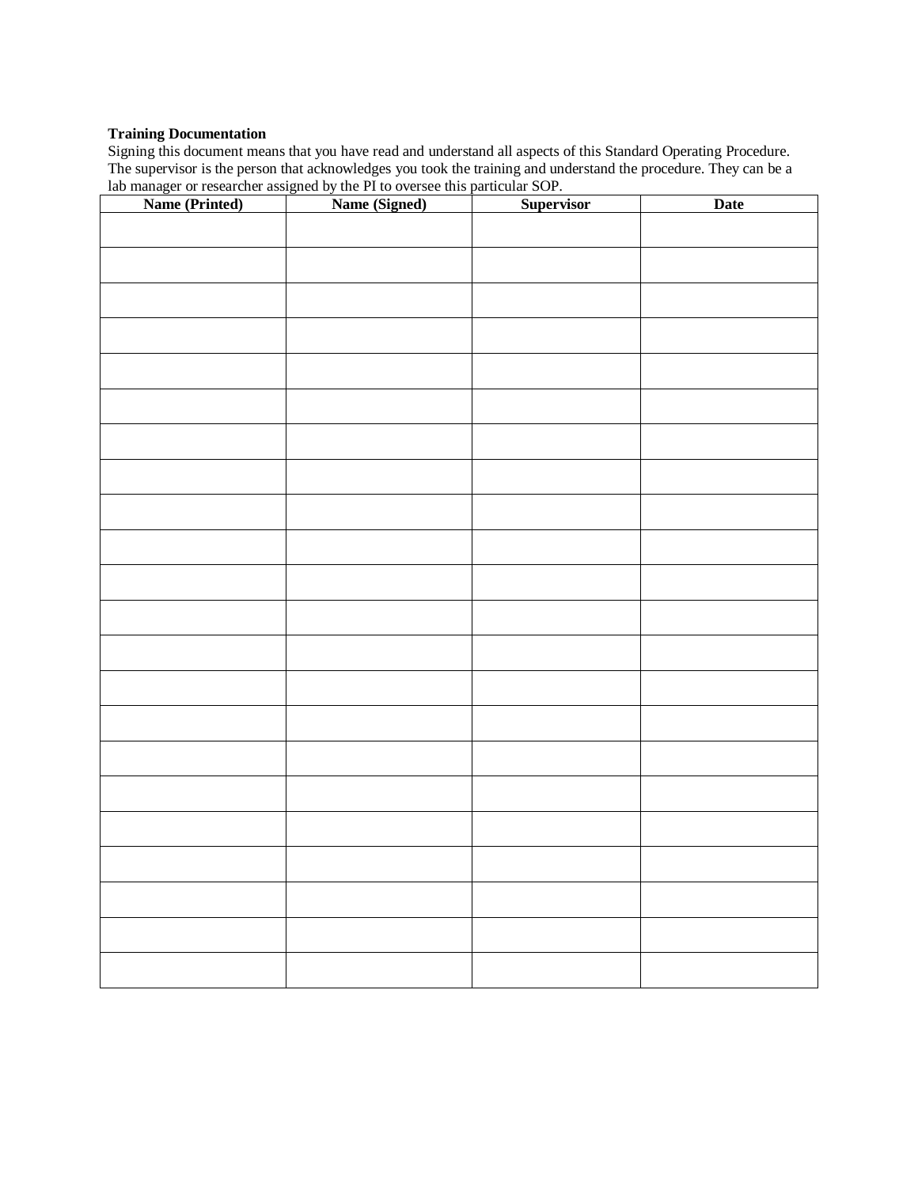**Training Documentation**

Signing this document means that you have read and understand all aspects of this Standard Operating Procedure. The supervisor is the person that acknowledges you took the training and understand the procedure. They can be a lab manager or researcher assigned by the PI to oversee this particular SOP.

| Name (Printed) | Name (Signed) | Supervisor | Date |
|---|---|---|---|
| | | | |
| | | | |
| | | | |
| | | | |
| | | | |
| | | | |
| | | | |
| | | | |
| | | | |
| | | | |
| | | | |
| | | | |
| | | | |
| | | | |
| | | | |
| | | | |
| | | | |
| | | | |
| | | | |
| | | | |
| | | | |
| | | | |